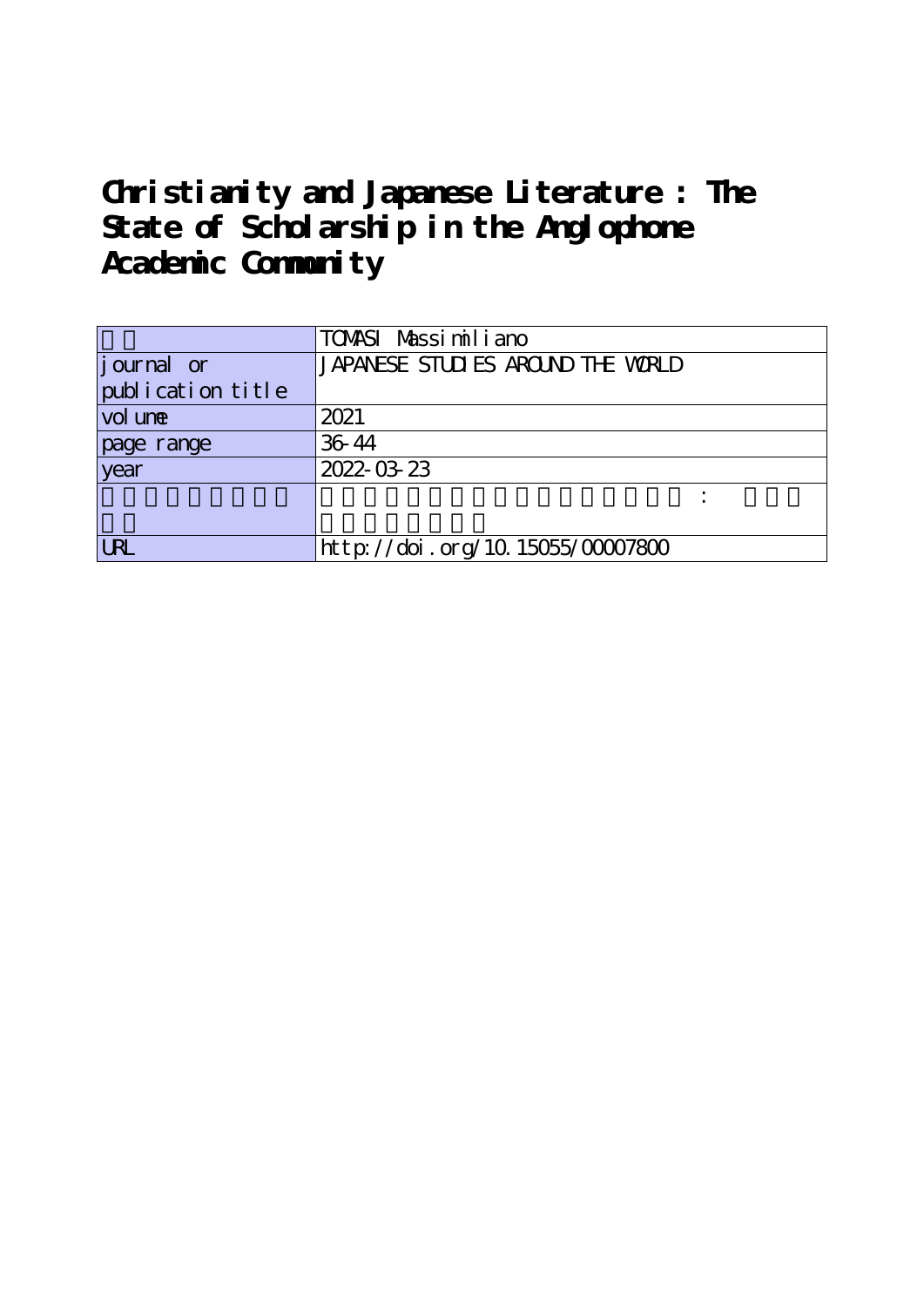# Christianity and Japanese Literature : The State of Scholarship in the Anglophone Academic Community

| | |
|---|---|
| | TOMASI Massimiliano |
| journal or publication title | JAPANESE STUDIES AROUND THE WORLD |
| volume | 2021 |
| page range | 36-44 |
| year | 2022-03-23 |
| | : |
| URL | http://doi.org/10.15055/00007800 |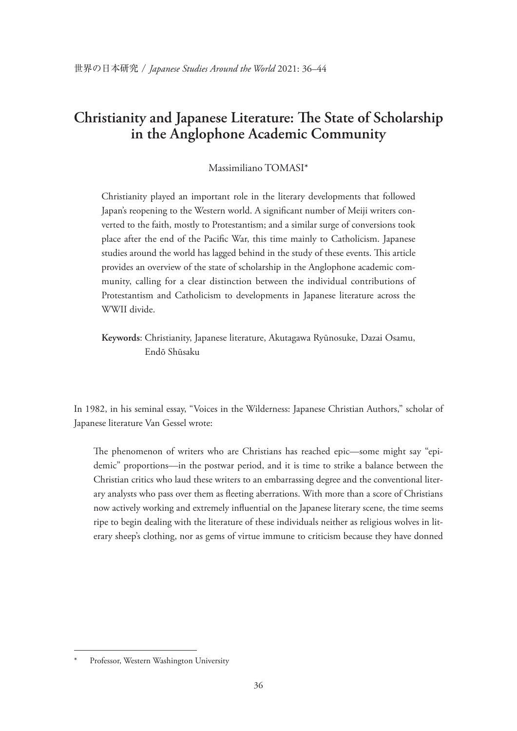# Christianity and Japanese Literature: The State of Scholarship in the Anglophone Academic Community

Massimiliano TOMASI*

> Christianity played an important role in the literary developments that followed Japan's reopening to the Western world. A significant number of Meiji writers converted to the faith, mostly to Protestantism; and a similar surge of conversions took place after the end of the Pacific War, this time mainly to Catholicism. Japanese studies around the world has lagged behind in the study of these events. This article provides an overview of the state of scholarship in the Anglophone academic community, calling for a clear distinction between the individual contributions of Protestantism and Catholicism to developments in Japanese literature across the WWII divide.
>
> **Keywords**: Christianity, Japanese literature, Akutagawa Ryūnosuke, Dazai Osamu, Endō Shūsaku

In 1982, in his seminal essay, "Voices in the Wilderness: Japanese Christian Authors," scholar of Japanese literature Van Gessel wrote:

> The phenomenon of writers who are Christians has reached epic—some might say "epidemic" proportions—in the postwar period, and it is time to strike a balance between the Christian critics who laud these writers to an embarrassing degree and the conventional literary analysts who pass over them as fleeting aberrations. With more than a score of Christians now actively working and extremely influential on the Japanese literary scene, the time seems ripe to begin dealing with the literature of these individuals neither as religious wolves in literary sheep's clothing, nor as gems of virtue immune to criticism because they have donned

---

\* Professor, Western Washington University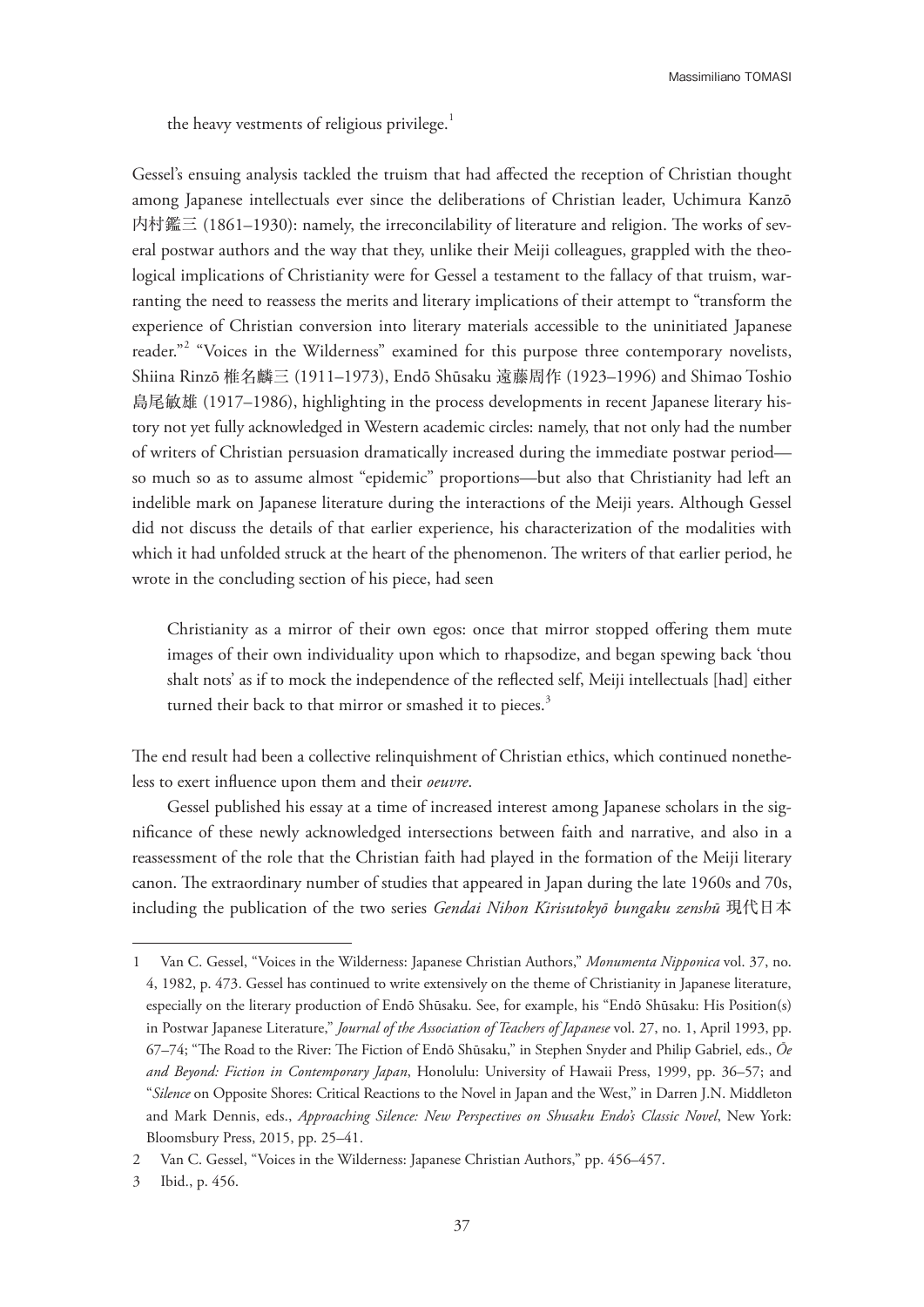the heavy vestments of religious privilege.[1]

Gessel's ensuing analysis tackled the truism that had affected the reception of Christian thought among Japanese intellectuals ever since the deliberations of Christian leader, Uchimura Kanzō 内村鑑三 (1861–1930): namely, the irreconcilability of literature and religion. The works of several postwar authors and the way that they, unlike their Meiji colleagues, grappled with the theological implications of Christianity were for Gessel a testament to the fallacy of that truism, warranting the need to reassess the merits and literary implications of their attempt to "transform the experience of Christian conversion into literary materials accessible to the uninitiated Japanese reader."[2] "Voices in the Wilderness" examined for this purpose three contemporary novelists, Shiina Rinzō 椎名麟三 (1911–1973), Endō Shūsaku 遠藤周作 (1923–1996) and Shimao Toshio 島尾敏雄 (1917–1986), highlighting in the process developments in recent Japanese literary history not yet fully acknowledged in Western academic circles: namely, that not only had the number of writers of Christian persuasion dramatically increased during the immediate postwar period—so much so as to assume almost "epidemic" proportions—but also that Christianity had left an indelible mark on Japanese literature during the interactions of the Meiji years. Although Gessel did not discuss the details of that earlier experience, his characterization of the modalities with which it had unfolded struck at the heart of the phenomenon. The writers of that earlier period, he wrote in the concluding section of his piece, had seen

> Christianity as a mirror of their own egos: once that mirror stopped offering them mute images of their own individuality upon which to rhapsodize, and began spewing back 'thou shalt nots' as if to mock the independence of the reflected self, Meiji intellectuals [had] either turned their back to that mirror or smashed it to pieces.[3]

The end result had been a collective relinquishment of Christian ethics, which continued nonetheless to exert influence upon them and their *oeuvre*.

Gessel published his essay at a time of increased interest among Japanese scholars in the significance of these newly acknowledged intersections between faith and narrative, and also in a reassessment of the role that the Christian faith had played in the formation of the Meiji literary canon. The extraordinary number of studies that appeared in Japan during the late 1960s and 70s, including the publication of the two series *Gendai Nihon Kirisutokyō bungaku zenshū* 現代日本

---

1 Van C. Gessel, "Voices in the Wilderness: Japanese Christian Authors," *Monumenta Nipponica* vol. 37, no. 4, 1982, p. 473. Gessel has continued to write extensively on the theme of Christianity in Japanese literature, especially on the literary production of Endō Shūsaku. See, for example, his "Endō Shūsaku: His Position(s) in Postwar Japanese Literature," *Journal of the Association of Teachers of Japanese* vol. 27, no. 1, April 1993, pp. 67–74; "The Road to the River: The Fiction of Endō Shūsaku," in Stephen Snyder and Philip Gabriel, eds., *Ōe and Beyond: Fiction in Contemporary Japan*, Honolulu: University of Hawaii Press, 1999, pp. 36–57; and "*Silence* on Opposite Shores: Critical Reactions to the Novel in Japan and the West," in Darren J.N. Middleton and Mark Dennis, eds., *Approaching Silence: New Perspectives on Shusaku Endo's Classic Novel*, New York: Bloomsbury Press, 2015, pp. 25–41.

2 Van C. Gessel, "Voices in the Wilderness: Japanese Christian Authors," pp. 456–457.

3 Ibid., p. 456.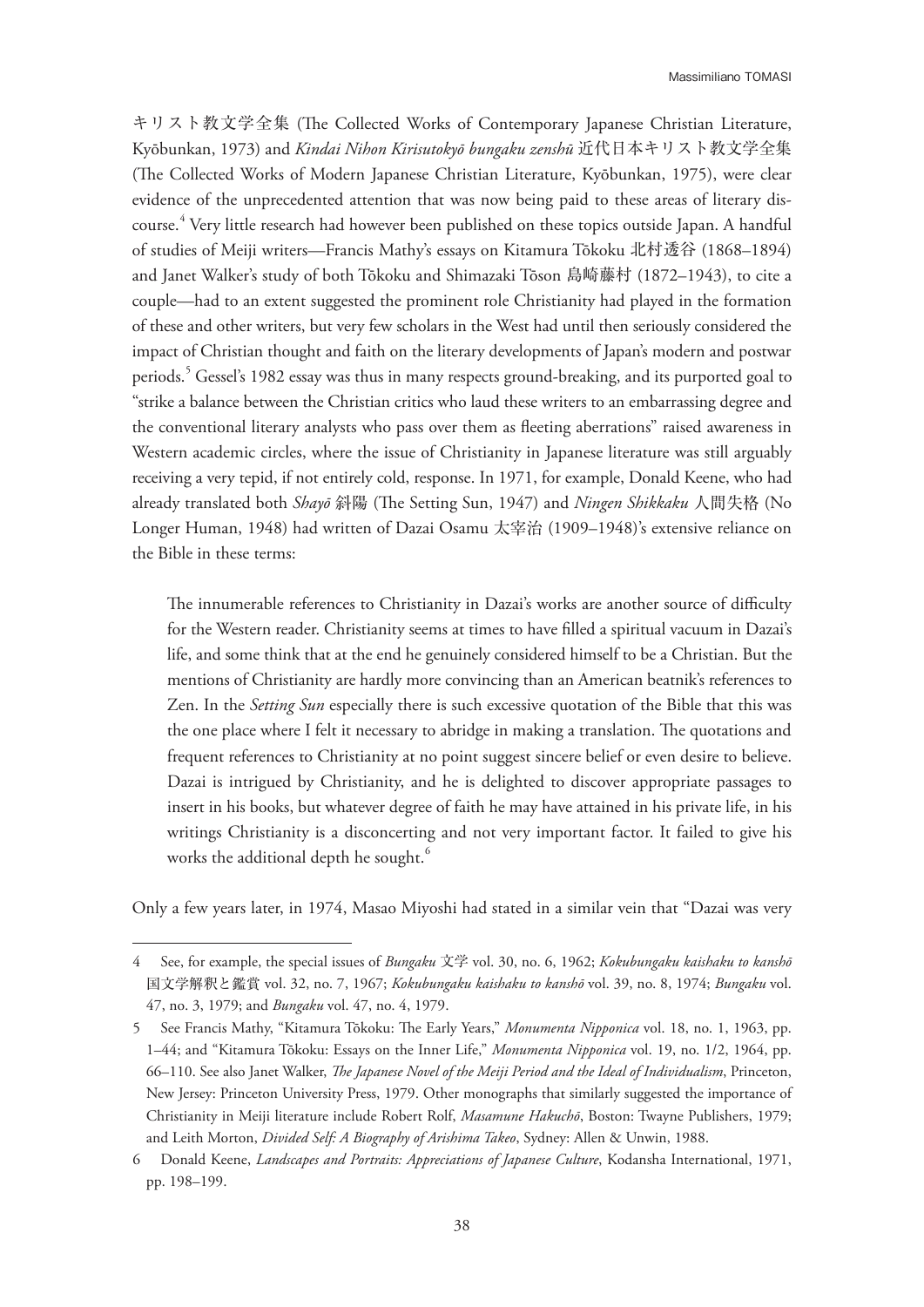キリスト教文学全集 (The Collected Works of Contemporary Japanese Christian Literature, Kyōbunkan, 1973) and *Kindai Nihon Kirisutokyō bungaku zenshū* 近代日本キリスト教文学全集 (The Collected Works of Modern Japanese Christian Literature, Kyōbunkan, 1975), were clear evidence of the unprecedented attention that was now being paid to these areas of literary discourse.[4] Very little research had however been published on these topics outside Japan. A handful of studies of Meiji writers—Francis Mathy's essays on Kitamura Tōkoku 北村透谷 (1868–1894) and Janet Walker's study of both Tōkoku and Shimazaki Tōson 島崎藤村 (1872–1943), to cite a couple—had to an extent suggested the prominent role Christianity had played in the formation of these and other writers, but very few scholars in the West had until then seriously considered the impact of Christian thought and faith on the literary developments of Japan's modern and postwar periods.[5] Gessel's 1982 essay was thus in many respects ground-breaking, and its purported goal to "strike a balance between the Christian critics who laud these writers to an embarrassing degree and the conventional literary analysts who pass over them as fleeting aberrations" raised awareness in Western academic circles, where the issue of Christianity in Japanese literature was still arguably receiving a very tepid, if not entirely cold, response. In 1971, for example, Donald Keene, who had already translated both *Shayō* 斜陽 (The Setting Sun, 1947) and *Ningen Shikkaku* 人間失格 (No Longer Human, 1948) had written of Dazai Osamu 太宰治 (1909–1948)'s extensive reliance on the Bible in these terms:

> The innumerable references to Christianity in Dazai's works are another source of difficulty for the Western reader. Christianity seems at times to have filled a spiritual vacuum in Dazai's life, and some think that at the end he genuinely considered himself to be a Christian. But the mentions of Christianity are hardly more convincing than an American beatnik's references to Zen. In the *Setting Sun* especially there is such excessive quotation of the Bible that this was the one place where I felt it necessary to abridge in making a translation. The quotations and frequent references to Christianity at no point suggest sincere belief or even desire to believe. Dazai is intrigued by Christianity, and he is delighted to discover appropriate passages to insert in his books, but whatever degree of faith he may have attained in his private life, in his writings Christianity is a disconcerting and not very important factor. It failed to give his works the additional depth he sought.[6]

Only a few years later, in 1974, Masao Miyoshi had stated in a similar vein that "Dazai was very

---

4 See, for example, the special issues of *Bungaku* 文学 vol. 30, no. 6, 1962; *Kokubungaku kaishaku to kanshō* 国文学解釈と鑑賞 vol. 32, no. 7, 1967; *Kokubungaku kaishaku to kanshō* vol. 39, no. 8, 1974; *Bungaku* vol. 47, no. 3, 1979; and *Bungaku* vol. 47, no. 4, 1979.

5 See Francis Mathy, "Kitamura Tōkoku: The Early Years," *Monumenta Nipponica* vol. 18, no. 1, 1963, pp. 1–44; and "Kitamura Tōkoku: Essays on the Inner Life," *Monumenta Nipponica* vol. 19, no. 1/2, 1964, pp. 66–110. See also Janet Walker, *The Japanese Novel of the Meiji Period and the Ideal of Individualism*, Princeton, New Jersey: Princeton University Press, 1979. Other monographs that similarly suggested the importance of Christianity in Meiji literature include Robert Rolf, *Masamune Hakuchō*, Boston: Twayne Publishers, 1979; and Leith Morton, *Divided Self: A Biography of Arishima Takeo*, Sydney: Allen & Unwin, 1988.

6 Donald Keene, *Landscapes and Portraits: Appreciations of Japanese Culture*, Kodansha International, 1971, pp. 198–199.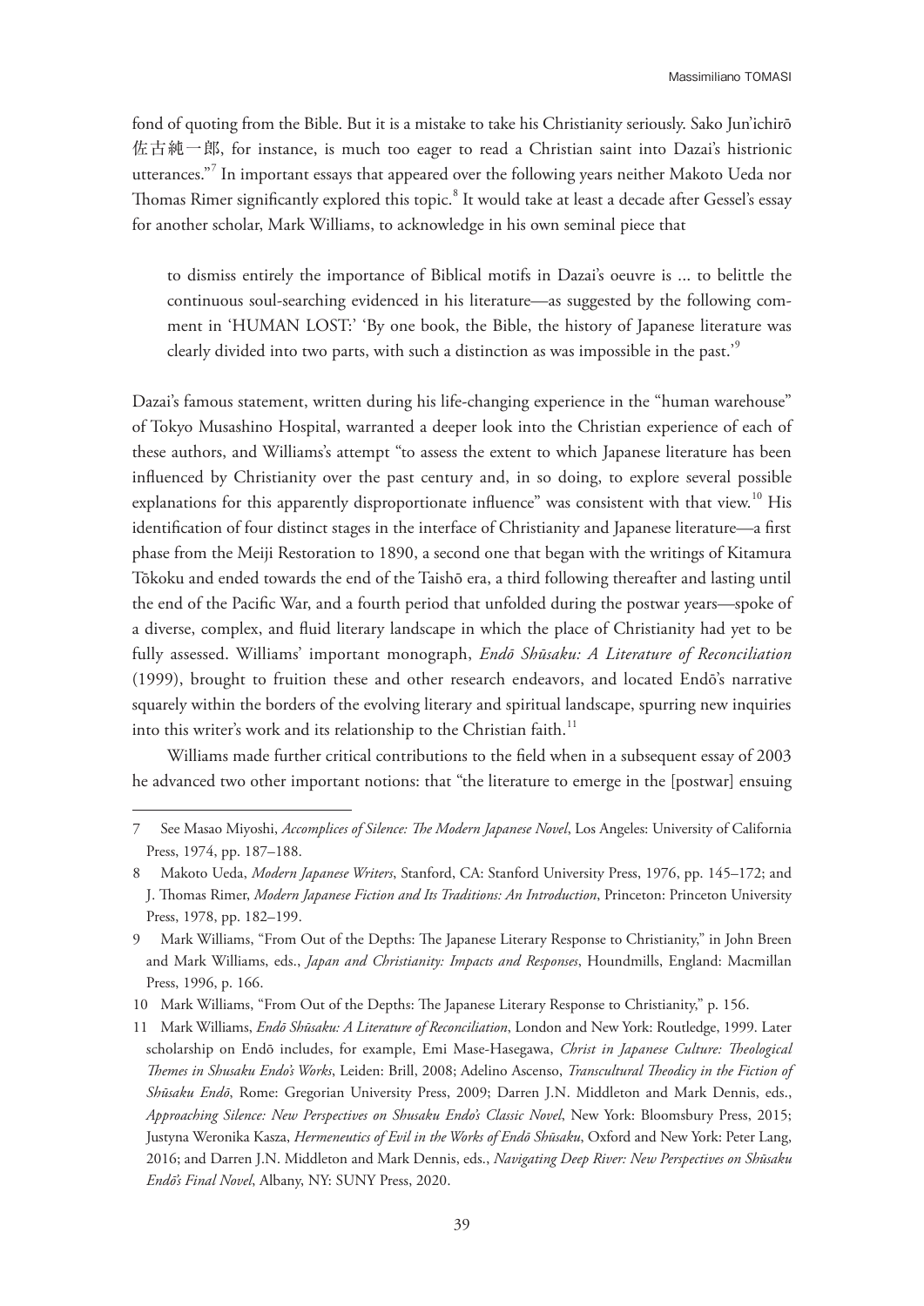fond of quoting from the Bible. But it is a mistake to take his Christianity seriously. Sako Jun'ichirō 佐古純一郎, for instance, is much too eager to read a Christian saint into Dazai's histrionic utterances."[7] In important essays that appeared over the following years neither Makoto Ueda nor Thomas Rimer significantly explored this topic.[8] It would take at least a decade after Gessel's essay for another scholar, Mark Williams, to acknowledge in his own seminal piece that

> to dismiss entirely the importance of Biblical motifs in Dazai's oeuvre is ... to belittle the continuous soul-searching evidenced in his literature—as suggested by the following comment in 'HUMAN LOST:' 'By one book, the Bible, the history of Japanese literature was clearly divided into two parts, with such a distinction as was impossible in the past.'[9]

Dazai's famous statement, written during his life-changing experience in the "human warehouse" of Tokyo Musashino Hospital, warranted a deeper look into the Christian experience of each of these authors, and Williams's attempt "to assess the extent to which Japanese literature has been influenced by Christianity over the past century and, in so doing, to explore several possible explanations for this apparently disproportionate influence" was consistent with that view.[10] His identification of four distinct stages in the interface of Christianity and Japanese literature—a first phase from the Meiji Restoration to 1890, a second one that began with the writings of Kitamura Tōkoku and ended towards the end of the Taishō era, a third following thereafter and lasting until the end of the Pacific War, and a fourth period that unfolded during the postwar years—spoke of a diverse, complex, and fluid literary landscape in which the place of Christianity had yet to be fully assessed. Williams' important monograph, *Endō Shūsaku: A Literature of Reconciliation* (1999), brought to fruition these and other research endeavors, and located Endō's narrative squarely within the borders of the evolving literary and spiritual landscape, spurring new inquiries into this writer's work and its relationship to the Christian faith.[11]

Williams made further critical contributions to the field when in a subsequent essay of 2003 he advanced two other important notions: that "the literature to emerge in the [postwar] ensuing

---

7 See Masao Miyoshi, *Accomplices of Silence: The Modern Japanese Novel*, Los Angeles: University of California Press, 1974, pp. 187–188.

8 Makoto Ueda, *Modern Japanese Writers*, Stanford, CA: Stanford University Press, 1976, pp. 145–172; and J. Thomas Rimer, *Modern Japanese Fiction and Its Traditions: An Introduction*, Princeton: Princeton University Press, 1978, pp. 182–199.

9 Mark Williams, "From Out of the Depths: The Japanese Literary Response to Christianity," in John Breen and Mark Williams, eds., *Japan and Christianity: Impacts and Responses*, Houndmills, England: Macmillan Press, 1996, p. 166.

10 Mark Williams, "From Out of the Depths: The Japanese Literary Response to Christianity," p. 156.

11 Mark Williams, *Endō Shūsaku: A Literature of Reconciliation*, London and New York: Routledge, 1999. Later scholarship on Endō includes, for example, Emi Mase-Hasegawa, *Christ in Japanese Culture: Theological Themes in Shusaku Endo's Works*, Leiden: Brill, 2008; Adelino Ascenso, *Transcultural Theodicy in the Fiction of Shūsaku Endō*, Rome: Gregorian University Press, 2009; Darren J.N. Middleton and Mark Dennis, eds., *Approaching Silence: New Perspectives on Shusaku Endo's Classic Novel*, New York: Bloomsbury Press, 2015; Justyna Weronika Kasza, *Hermeneutics of Evil in the Works of Endō Shūsaku*, Oxford and New York: Peter Lang, 2016; and Darren J.N. Middleton and Mark Dennis, eds., *Navigating Deep River: New Perspectives on Shūsaku Endō's Final Novel*, Albany, NY: SUNY Press, 2020.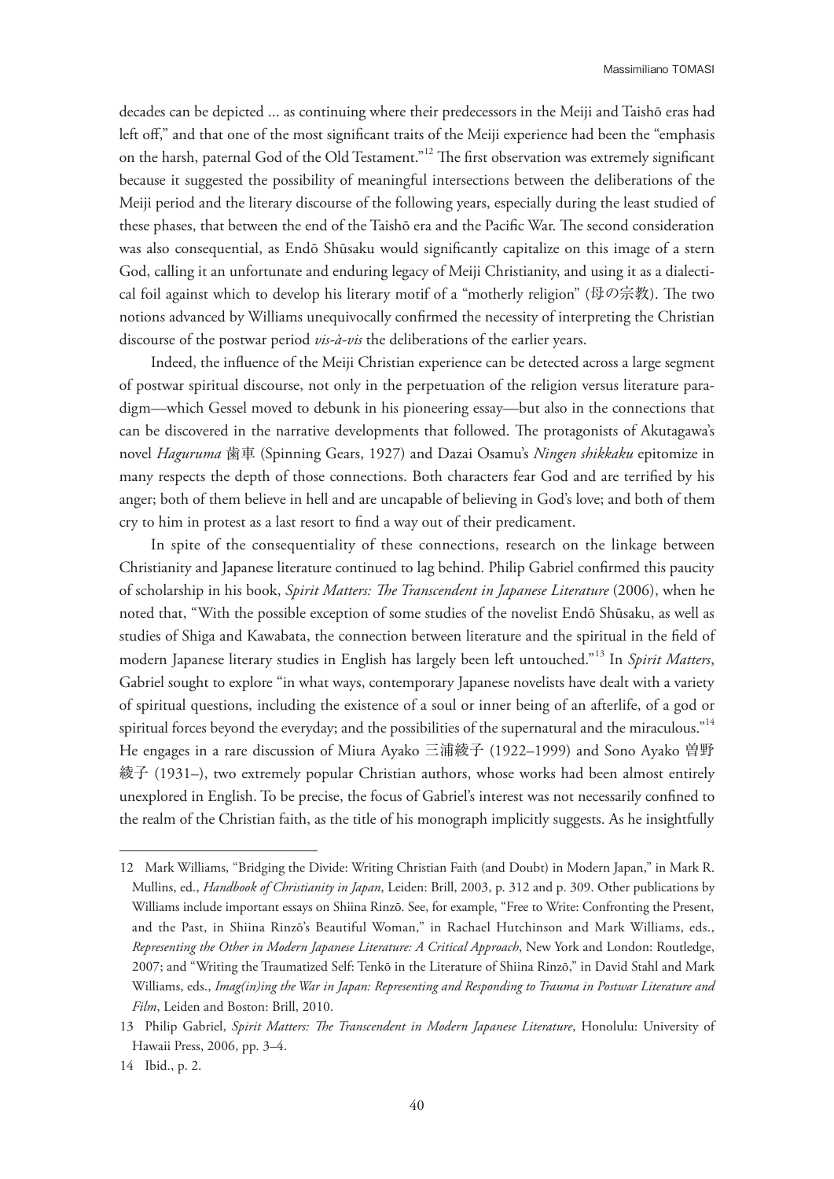decades can be depicted ... as continuing where their predecessors in the Meiji and Taishō eras had left off," and that one of the most significant traits of the Meiji experience had been the "emphasis on the harsh, paternal God of the Old Testament."[12] The first observation was extremely significant because it suggested the possibility of meaningful intersections between the deliberations of the Meiji period and the literary discourse of the following years, especially during the least studied of these phases, that between the end of the Taishō era and the Pacific War. The second consideration was also consequential, as Endō Shūsaku would significantly capitalize on this image of a stern God, calling it an unfortunate and enduring legacy of Meiji Christianity, and using it as a dialectical foil against which to develop his literary motif of a "motherly religion" (母の宗教). The two notions advanced by Williams unequivocally confirmed the necessity of interpreting the Christian discourse of the postwar period *vis-à-vis* the deliberations of the earlier years.

Indeed, the influence of the Meiji Christian experience can be detected across a large segment of postwar spiritual discourse, not only in the perpetuation of the religion versus literature paradigm—which Gessel moved to debunk in his pioneering essay—but also in the connections that can be discovered in the narrative developments that followed. The protagonists of Akutagawa's novel *Haguruma* 歯車 (Spinning Gears, 1927) and Dazai Osamu's *Ningen shikkaku* epitomize in many respects the depth of those connections. Both characters fear God and are terrified by his anger; both of them believe in hell and are uncapable of believing in God's love; and both of them cry to him in protest as a last resort to find a way out of their predicament.

In spite of the consequentiality of these connections, research on the linkage between Christianity and Japanese literature continued to lag behind. Philip Gabriel confirmed this paucity of scholarship in his book, *Spirit Matters: The Transcendent in Japanese Literature* (2006), when he noted that, "With the possible exception of some studies of the novelist Endō Shūsaku, as well as studies of Shiga and Kawabata, the connection between literature and the spiritual in the field of modern Japanese literary studies in English has largely been left untouched."[13] In *Spirit Matters*, Gabriel sought to explore "in what ways, contemporary Japanese novelists have dealt with a variety of spiritual questions, including the existence of a soul or inner being of an afterlife, of a god or spiritual forces beyond the everyday; and the possibilities of the supernatural and the miraculous."[14] He engages in a rare discussion of Miura Ayako 三浦綾子 (1922–1999) and Sono Ayako 曽野綾子 (1931–), two extremely popular Christian authors, whose works had been almost entirely unexplored in English. To be precise, the focus of Gabriel's interest was not necessarily confined to the realm of the Christian faith, as the title of his monograph implicitly suggests. As he insightfully

---

12 Mark Williams, "Bridging the Divide: Writing Christian Faith (and Doubt) in Modern Japan," in Mark R. Mullins, ed., *Handbook of Christianity in Japan*, Leiden: Brill, 2003, p. 312 and p. 309. Other publications by Williams include important essays on Shiina Rinzō. See, for example, "Free to Write: Confronting the Present, and the Past, in Shiina Rinzō's Beautiful Woman," in Rachael Hutchinson and Mark Williams, eds., *Representing the Other in Modern Japanese Literature: A Critical Approach*, New York and London: Routledge, 2007; and "Writing the Traumatized Self: Tenkō in the Literature of Shiina Rinzō," in David Stahl and Mark Williams, eds., *Imag(in)ing the War in Japan: Representing and Responding to Trauma in Postwar Literature and Film*, Leiden and Boston: Brill, 2010.

13 Philip Gabriel, *Spirit Matters: The Transcendent in Modern Japanese Literature*, Honolulu: University of Hawaii Press, 2006, pp. 3–4.

14 Ibid., p. 2.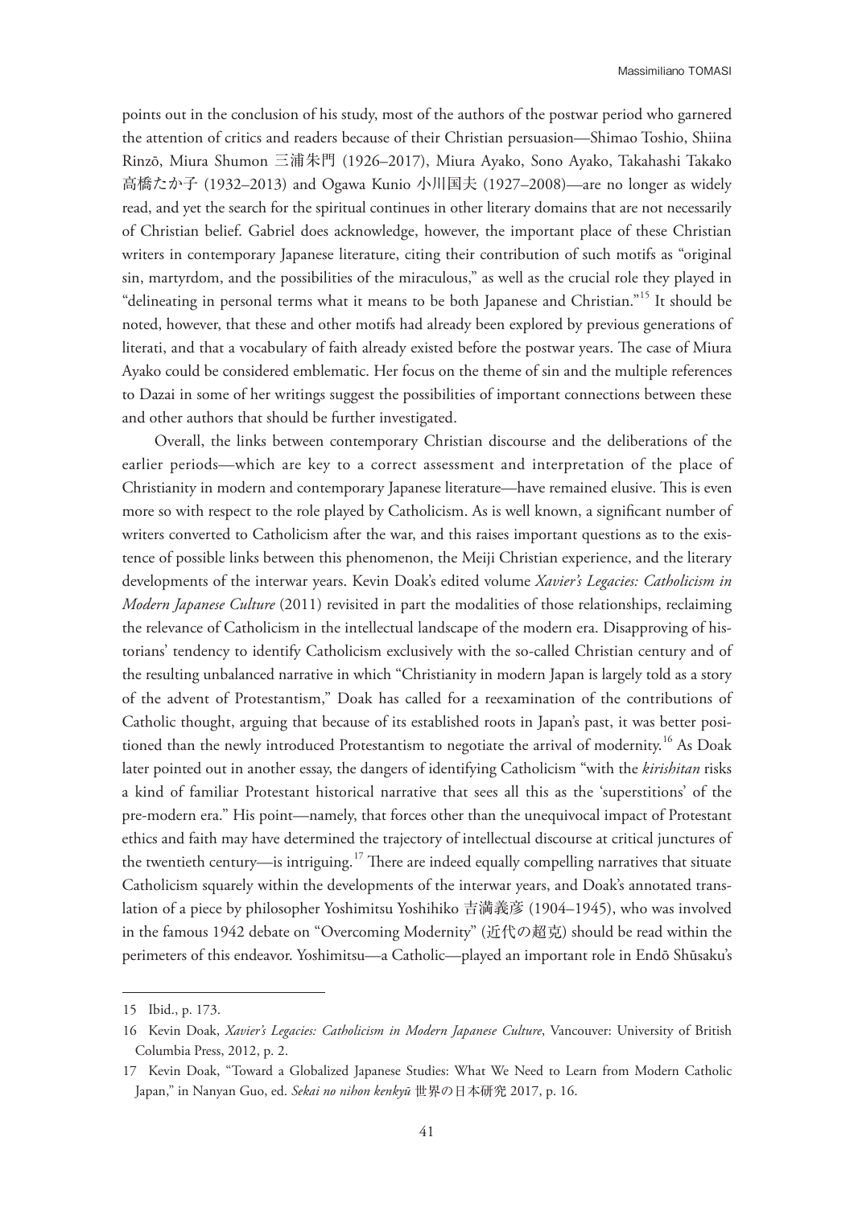points out in the conclusion of his study, most of the authors of the postwar period who garnered the attention of critics and readers because of their Christian persuasion—Shimao Toshio, Shiina Rinzō, Miura Shumon 三浦朱門 (1926–2017), Miura Ayako, Sono Ayako, Takahashi Takako 高橋たか子 (1932–2013) and Ogawa Kunio 小川国夫 (1927–2008)—are no longer as widely read, and yet the search for the spiritual continues in other literary domains that are not necessarily of Christian belief. Gabriel does acknowledge, however, the important place of these Christian writers in contemporary Japanese literature, citing their contribution of such motifs as "original sin, martyrdom, and the possibilities of the miraculous," as well as the crucial role they played in "delineating in personal terms what it means to be both Japanese and Christian."[15] It should be noted, however, that these and other motifs had already been explored by previous generations of literati, and that a vocabulary of faith already existed before the postwar years. The case of Miura Ayako could be considered emblematic. Her focus on the theme of sin and the multiple references to Dazai in some of her writings suggest the possibilities of important connections between these and other authors that should be further investigated.

Overall, the links between contemporary Christian discourse and the deliberations of the earlier periods—which are key to a correct assessment and interpretation of the place of Christianity in modern and contemporary Japanese literature—have remained elusive. This is even more so with respect to the role played by Catholicism. As is well known, a significant number of writers converted to Catholicism after the war, and this raises important questions as to the existence of possible links between this phenomenon, the Meiji Christian experience, and the literary developments of the interwar years. Kevin Doak's edited volume *Xavier's Legacies: Catholicism in Modern Japanese Culture* (2011) revisited in part the modalities of those relationships, reclaiming the relevance of Catholicism in the intellectual landscape of the modern era. Disapproving of historians' tendency to identify Catholicism exclusively with the so-called Christian century and of the resulting unbalanced narrative in which "Christianity in modern Japan is largely told as a story of the advent of Protestantism," Doak has called for a reexamination of the contributions of Catholic thought, arguing that because of its established roots in Japan's past, it was better positioned than the newly introduced Protestantism to negotiate the arrival of modernity.[16] As Doak later pointed out in another essay, the dangers of identifying Catholicism "with the *kirishitan* risks a kind of familiar Protestant historical narrative that sees all this as the 'superstitions' of the pre-modern era." His point—namely, that forces other than the unequivocal impact of Protestant ethics and faith may have determined the trajectory of intellectual discourse at critical junctures of the twentieth century—is intriguing.[17] There are indeed equally compelling narratives that situate Catholicism squarely within the developments of the interwar years, and Doak's annotated translation of a piece by philosopher Yoshimitsu Yoshihiko 吉満義彦 (1904–1945), who was involved in the famous 1942 debate on "Overcoming Modernity" (近代の超克) should be read within the perimeters of this endeavor. Yoshimitsu—a Catholic—played an important role in Endō Shūsaku's

15 Ibid., p. 173.

16 Kevin Doak, *Xavier's Legacies: Catholicism in Modern Japanese Culture*, Vancouver: University of British Columbia Press, 2012, p. 2.

17 Kevin Doak, "Toward a Globalized Japanese Studies: What We Need to Learn from Modern Catholic Japan," in Nanyan Guo, ed. *Sekai no nihon kenkyū* 世界の日本研究 2017, p. 16.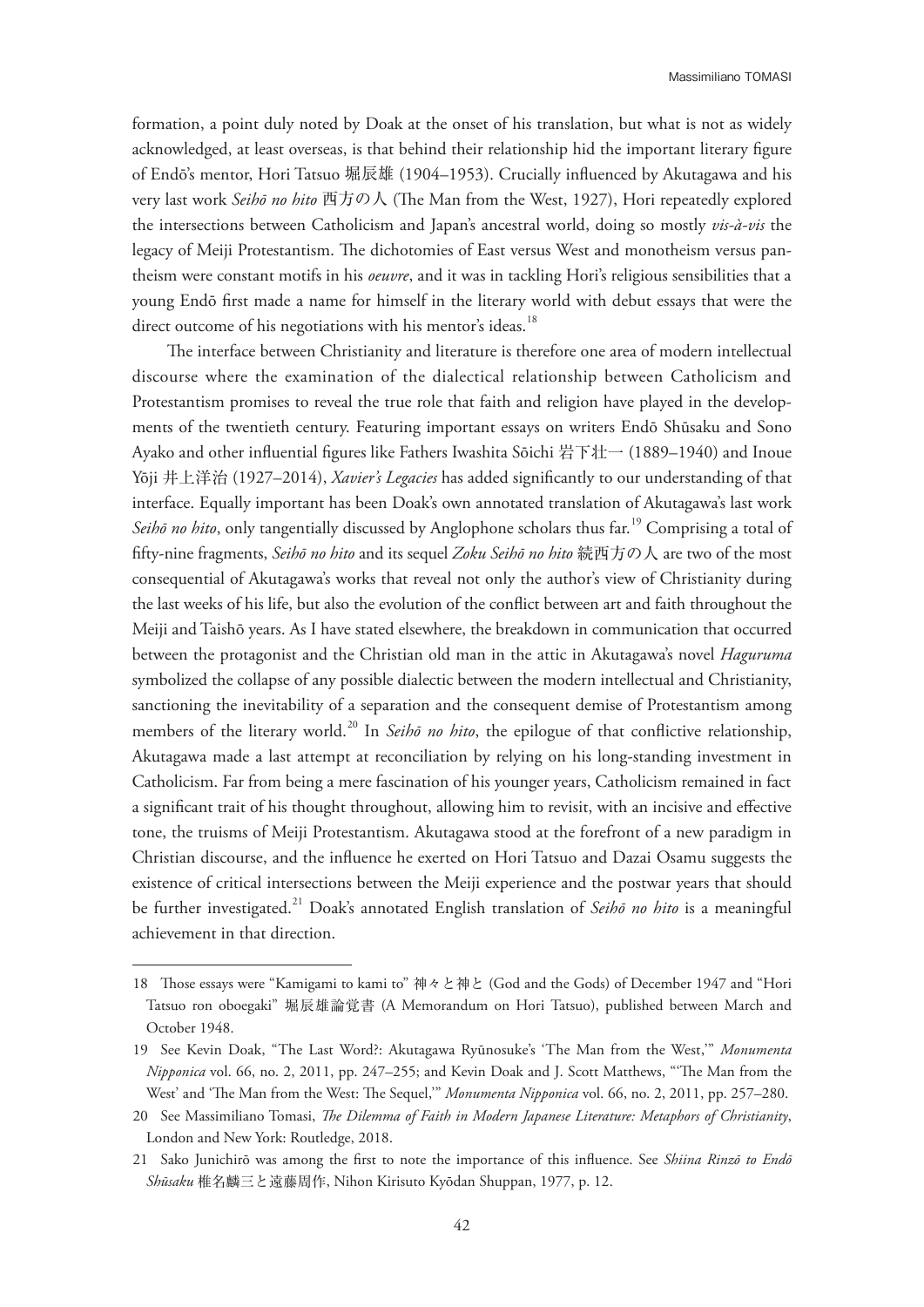formation, a point duly noted by Doak at the onset of his translation, but what is not as widely acknowledged, at least overseas, is that behind their relationship hid the important literary figure of Endō's mentor, Hori Tatsuo 堀辰雄 (1904–1953). Crucially influenced by Akutagawa and his very last work *Seihō no hito* 西方の人 (The Man from the West, 1927), Hori repeatedly explored the intersections between Catholicism and Japan's ancestral world, doing so mostly *vis-à-vis* the legacy of Meiji Protestantism. The dichotomies of East versus West and monotheism versus pantheism were constant motifs in his *oeuvre*, and it was in tackling Hori's religious sensibilities that a young Endō first made a name for himself in the literary world with debut essays that were the direct outcome of his negotiations with his mentor's ideas.[18]

The interface between Christianity and literature is therefore one area of modern intellectual discourse where the examination of the dialectical relationship between Catholicism and Protestantism promises to reveal the true role that faith and religion have played in the developments of the twentieth century. Featuring important essays on writers Endō Shūsaku and Sono Ayako and other influential figures like Fathers Iwashita Sōichi 岩下壮一 (1889–1940) and Inoue Yōji 井上洋治 (1927–2014), *Xavier's Legacies* has added significantly to our understanding of that interface. Equally important has been Doak's own annotated translation of Akutagawa's last work *Seihō no hito*, only tangentially discussed by Anglophone scholars thus far.[19] Comprising a total of fifty-nine fragments, *Seihō no hito* and its sequel *Zoku Seihō no hito* 続西方の人 are two of the most consequential of Akutagawa's works that reveal not only the author's view of Christianity during the last weeks of his life, but also the evolution of the conflict between art and faith throughout the Meiji and Taishō years. As I have stated elsewhere, the breakdown in communication that occurred between the protagonist and the Christian old man in the attic in Akutagawa's novel *Haguruma* symbolized the collapse of any possible dialectic between the modern intellectual and Christianity, sanctioning the inevitability of a separation and the consequent demise of Protestantism among members of the literary world.[20] In *Seihō no hito*, the epilogue of that conflictive relationship, Akutagawa made a last attempt at reconciliation by relying on his long-standing investment in Catholicism. Far from being a mere fascination of his younger years, Catholicism remained in fact a significant trait of his thought throughout, allowing him to revisit, with an incisive and effective tone, the truisms of Meiji Protestantism. Akutagawa stood at the forefront of a new paradigm in Christian discourse, and the influence he exerted on Hori Tatsuo and Dazai Osamu suggests the existence of critical intersections between the Meiji experience and the postwar years that should be further investigated.[21] Doak's annotated English translation of *Seihō no hito* is a meaningful achievement in that direction.

---

18 Those essays were "Kamigami to kami to" 神々と神と (God and the Gods) of December 1947 and "Hori Tatsuo ron oboegaki" 堀辰雄論覚書 (A Memorandum on Hori Tatsuo), published between March and October 1948.

19 See Kevin Doak, "The Last Word?: Akutagawa Ryūnosuke's 'The Man from the West,'" *Monumenta Nipponica* vol. 66, no. 2, 2011, pp. 247–255; and Kevin Doak and J. Scott Matthews, "'The Man from the West' and 'The Man from the West: The Sequel,'" *Monumenta Nipponica* vol. 66, no. 2, 2011, pp. 257–280.

20 See Massimiliano Tomasi, *The Dilemma of Faith in Modern Japanese Literature: Metaphors of Christianity*, London and New York: Routledge, 2018.

21 Sako Junichirō was among the first to note the importance of this influence. See *Shiina Rinzō to Endō Shūsaku* 椎名麟三と遠藤周作, Nihon Kirisuto Kyōdan Shuppan, 1977, p. 12.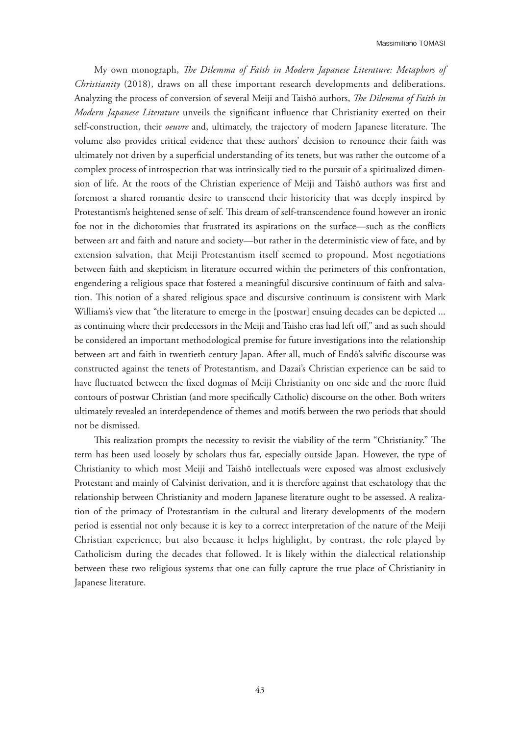My own monograph, *The Dilemma of Faith in Modern Japanese Literature: Metaphors of Christianity* (2018), draws on all these important research developments and deliberations. Analyzing the process of conversion of several Meiji and Taishō authors, *The Dilemma of Faith in Modern Japanese Literature* unveils the significant influence that Christianity exerted on their self-construction, their *oeuvre* and, ultimately, the trajectory of modern Japanese literature. The volume also provides critical evidence that these authors' decision to renounce their faith was ultimately not driven by a superficial understanding of its tenets, but was rather the outcome of a complex process of introspection that was intrinsically tied to the pursuit of a spiritualized dimension of life. At the roots of the Christian experience of Meiji and Taishō authors was first and foremost a shared romantic desire to transcend their historicity that was deeply inspired by Protestantism's heightened sense of self. This dream of self-transcendence found however an ironic foe not in the dichotomies that frustrated its aspirations on the surface—such as the conflicts between art and faith and nature and society—but rather in the deterministic view of fate, and by extension salvation, that Meiji Protestantism itself seemed to propound. Most negotiations between faith and skepticism in literature occurred within the perimeters of this confrontation, engendering a religious space that fostered a meaningful discursive continuum of faith and salvation. This notion of a shared religious space and discursive continuum is consistent with Mark Williams's view that "the literature to emerge in the [postwar] ensuing decades can be depicted ... as continuing where their predecessors in the Meiji and Taisho eras had left off," and as such should be considered an important methodological premise for future investigations into the relationship between art and faith in twentieth century Japan. After all, much of Endō's salvific discourse was constructed against the tenets of Protestantism, and Dazai's Christian experience can be said to have fluctuated between the fixed dogmas of Meiji Christianity on one side and the more fluid contours of postwar Christian (and more specifically Catholic) discourse on the other. Both writers ultimately revealed an interdependence of themes and motifs between the two periods that should not be dismissed.

This realization prompts the necessity to revisit the viability of the term "Christianity." The term has been used loosely by scholars thus far, especially outside Japan. However, the type of Christianity to which most Meiji and Taishō intellectuals were exposed was almost exclusively Protestant and mainly of Calvinist derivation, and it is therefore against that eschatology that the relationship between Christianity and modern Japanese literature ought to be assessed. A realization of the primacy of Protestantism in the cultural and literary developments of the modern period is essential not only because it is key to a correct interpretation of the nature of the Meiji Christian experience, but also because it helps highlight, by contrast, the role played by Catholicism during the decades that followed. It is likely within the dialectical relationship between these two religious systems that one can fully capture the true place of Christianity in Japanese literature.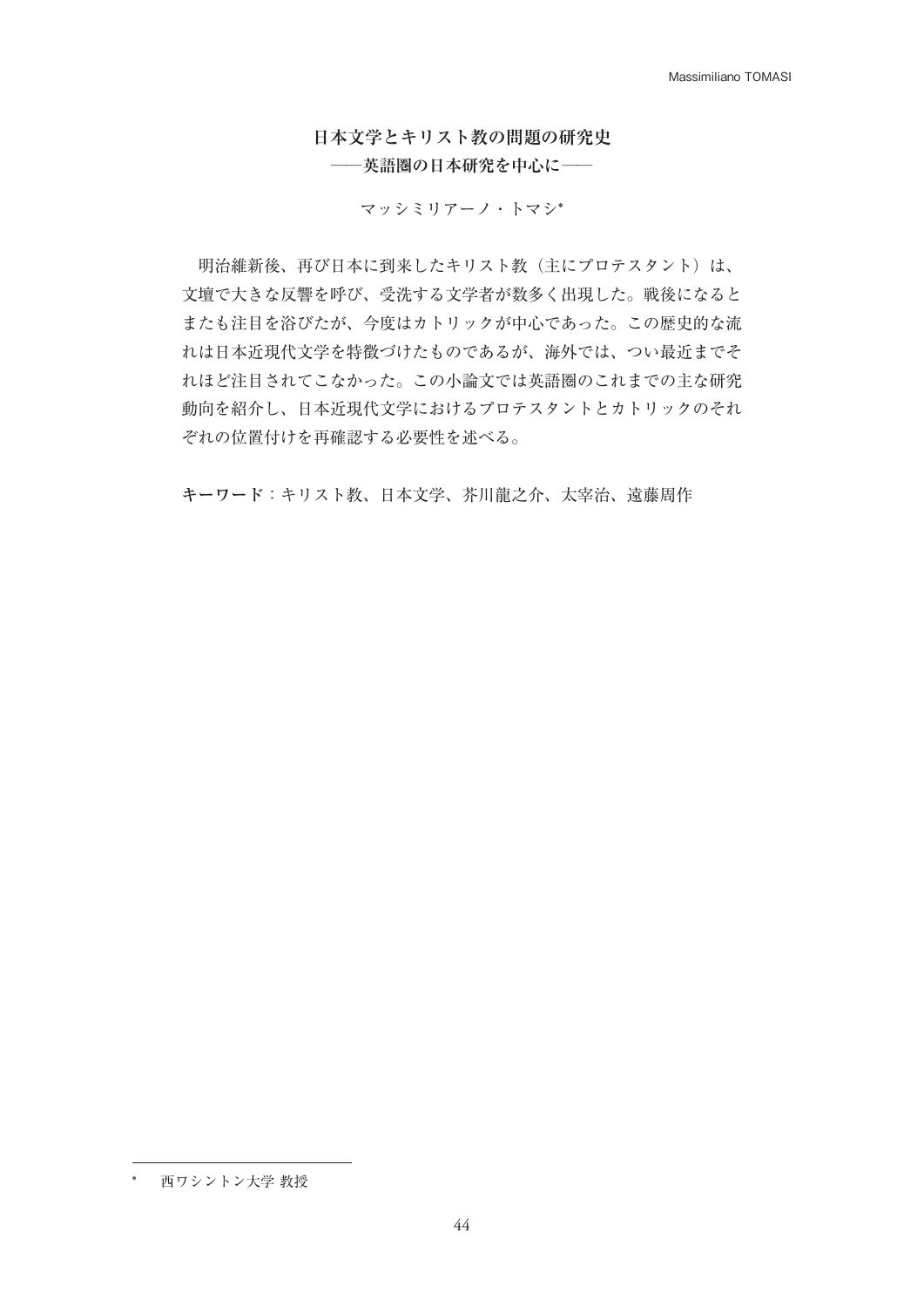## 日本文学とキリスト教の問題の研究史

### ——英語圏の日本研究を中心に——

マッシミリアーノ・トマシ*

明治維新後、再び日本に到来したキリスト教（主にプロテスタント）は、文壇で大きな反響を呼び、受洗する文学者が数多く出現した。戦後になるとまたも注目を浴びたが、今度はカトリックが中心であった。この歴史的な流れは日本近現代文学を特徴づけたものであるが、海外では、つい最近までそれほど注目されてこなかった。この小論文では英語圏のこれまでの主な研究動向を紹介し、日本近現代文学におけるプロテスタントとカトリックのそれぞれの位置付けを再確認する必要性を述べる。

**キーワード**：キリスト教、日本文学、芥川龍之介、太宰治、遠藤周作

---

\* 西ワシントン大学 教授